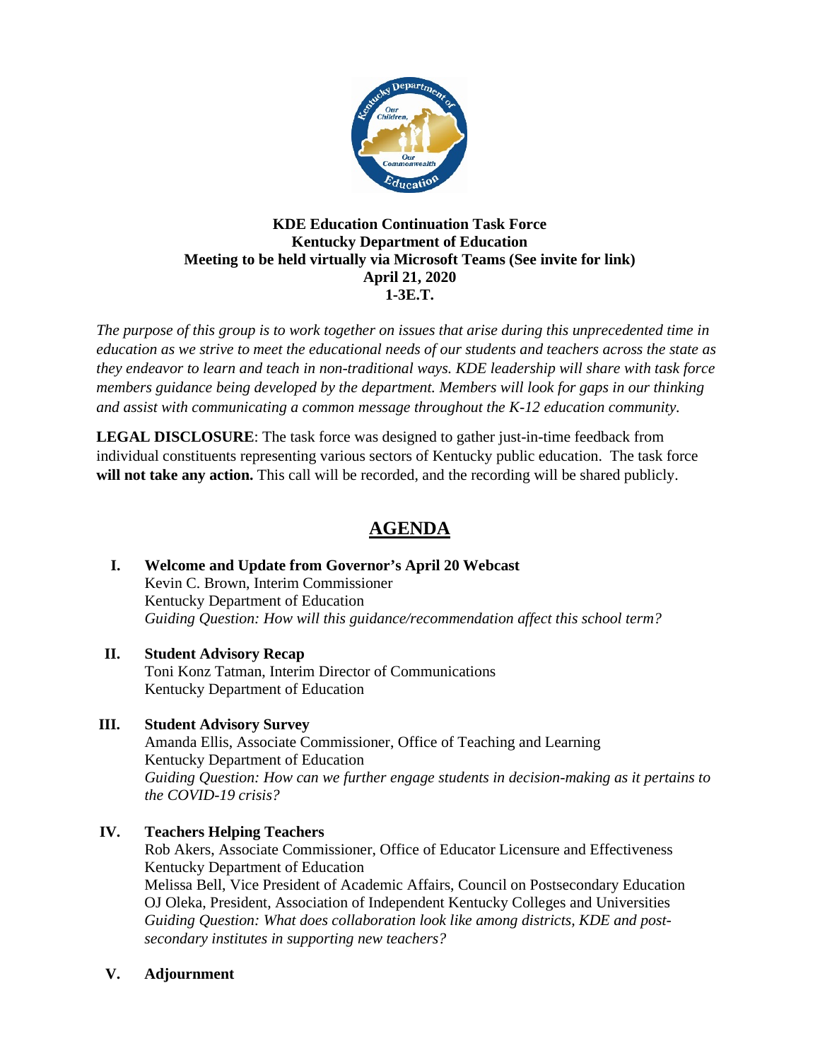**KDE Education Continuation Task Force**
**Kentucky Department of Education**
**Meeting to be held virtually via Microsoft Teams (See invite for link)**
**April 21, 2020**
**1-3E.T.**

*The purpose of this group is to work together on issues that arise during this unprecedented time in education as we strive to meet the educational needs of our students and teachers across the state as they endeavor to learn and teach in non-traditional ways. KDE leadership will share with task force members guidance being developed by the department. Members will look for gaps in our thinking and assist with communicating a common message throughout the K-12 education community.*

**LEGAL DISCLOSURE**: The task force was designed to gather just-in-time feedback from individual constituents representing various sectors of Kentucky public education. The task force **will not take any action.** This call will be recorded, and the recording will be shared publicly.

# AGENDA

**I. Welcome and Update from Governor's April 20 Webcast**
Kevin C. Brown, Interim Commissioner
Kentucky Department of Education
*Guiding Question: How will this guidance/recommendation affect this school term?*

**II. Student Advisory Recap**
Toni Konz Tatman, Interim Director of Communications
Kentucky Department of Education

**III. Student Advisory Survey**
Amanda Ellis, Associate Commissioner, Office of Teaching and Learning
Kentucky Department of Education
*Guiding Question: How can we further engage students in decision-making as it pertains to the COVID-19 crisis?*

**IV. Teachers Helping Teachers**
Rob Akers, Associate Commissioner, Office of Educator Licensure and Effectiveness
Kentucky Department of Education
Melissa Bell, Vice President of Academic Affairs, Council on Postsecondary Education
OJ Oleka, President, Association of Independent Kentucky Colleges and Universities
*Guiding Question: What does collaboration look like among districts, KDE and post-secondary institutes in supporting new teachers?*

**V. Adjournment**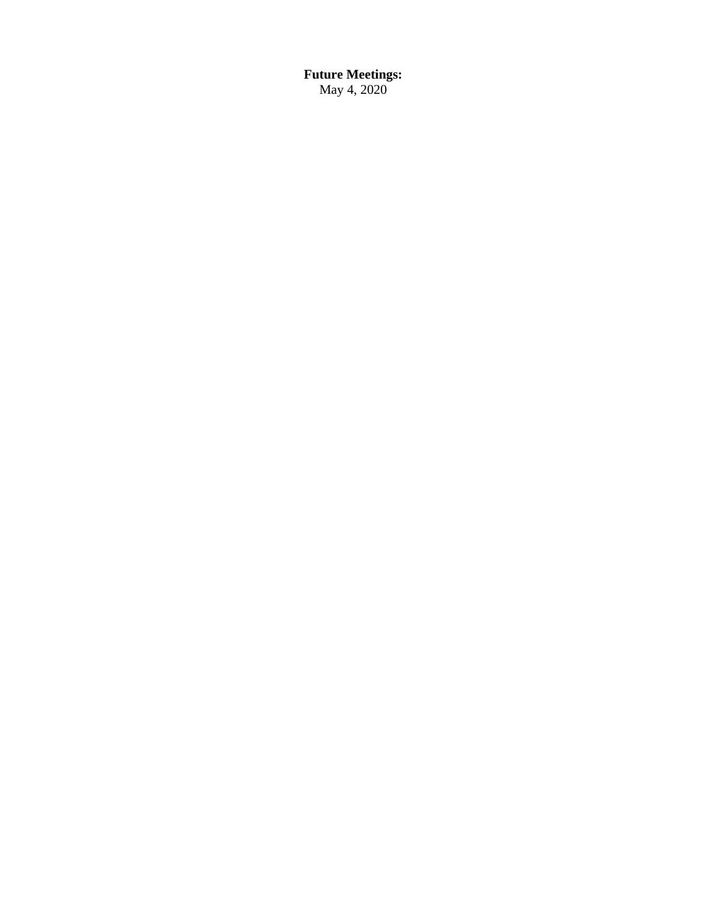**Future Meetings:**
May 4, 2020